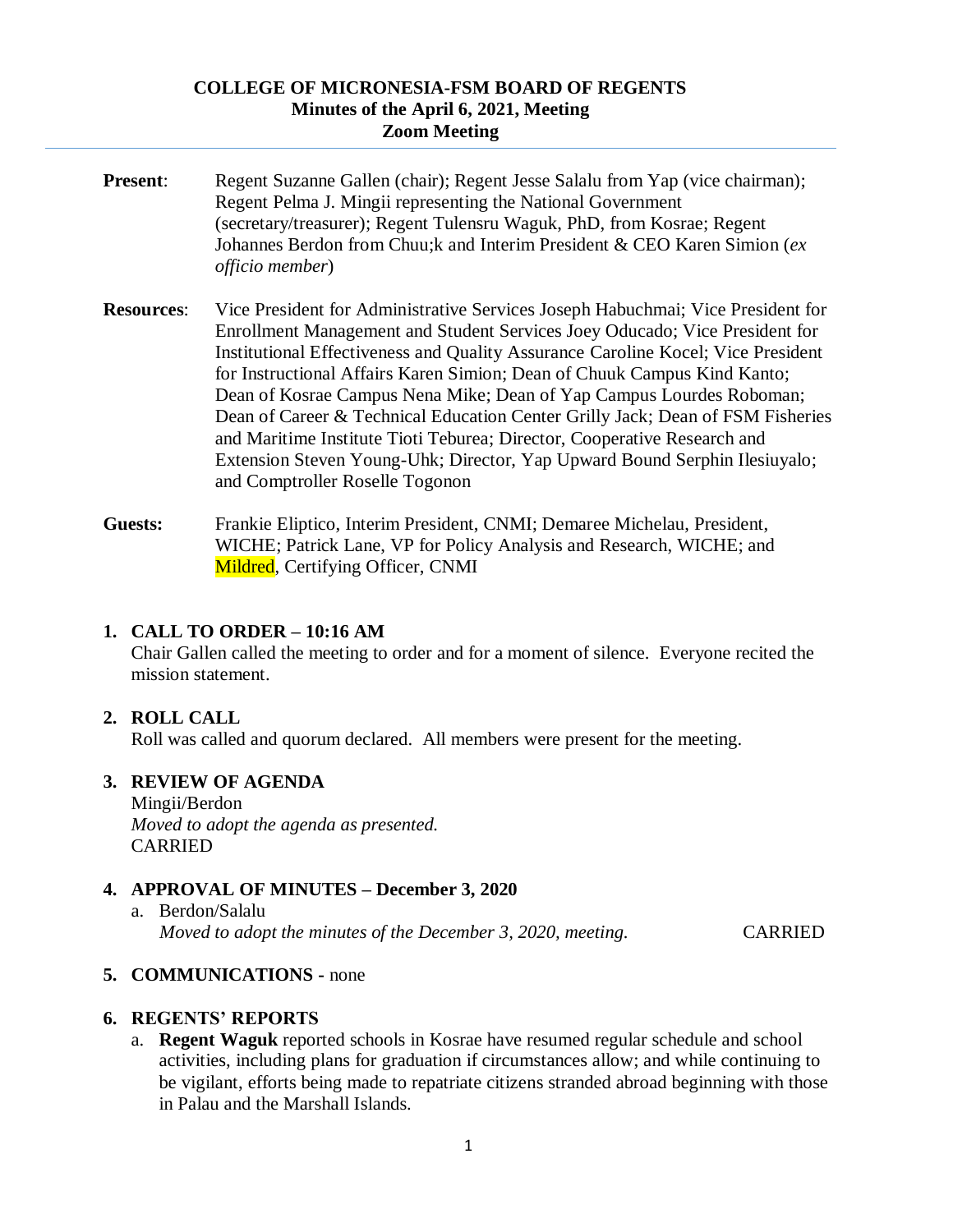**COLLEGE OF MICRONESIA-FSM BOARD OF REGENTS**
**Minutes of the April 6, 2021, Meeting**
**Zoom Meeting**

---

**Present**: Regent Suzanne Gallen (chair); Regent Jesse Salalu from Yap (vice chairman); Regent Pelma J. Mingii representing the National Government (secretary/treasurer); Regent Tulensru Waguk, PhD, from Kosrae; Regent Johannes Berdon from Chuu;k and Interim President & CEO Karen Simion (*ex officio member*)

**Resources**: Vice President for Administrative Services Joseph Habuchmai; Vice President for Enrollment Management and Student Services Joey Oducado; Vice President for Institutional Effectiveness and Quality Assurance Caroline Kocel; Vice President for Instructional Affairs Karen Simion; Dean of Chuuk Campus Kind Kanto; Dean of Kosrae Campus Nena Mike; Dean of Yap Campus Lourdes Roboman; Dean of Career & Technical Education Center Grilly Jack; Dean of FSM Fisheries and Maritime Institute Tioti Teburea; Director, Cooperative Research and Extension Steven Young-Uhk; Director, Yap Upward Bound Serphin Ilesiuyalo; and Comptroller Roselle Togonon

**Guests:** Frankie Eliptico, Interim President, CNMI; Demaree Michelau, President, WICHE; Patrick Lane, VP for Policy Analysis and Research, WICHE; and Mildred, Certifying Officer, CNMI

## 1. CALL TO ORDER – 10:16 AM

Chair Gallen called the meeting to order and for a moment of silence. Everyone recited the mission statement.

## 2. ROLL CALL

Roll was called and quorum declared. All members were present for the meeting.

## 3. REVIEW OF AGENDA

Mingii/Berdon
*Moved to adopt the agenda as presented.*
CARRIED

## 4. APPROVAL OF MINUTES – December 3, 2020

a. Berdon/Salalu
   *Moved to adopt the minutes of the December 3, 2020, meeting.* CARRIED

## 5. COMMUNICATIONS - none

## 6. REGENTS' REPORTS

a. **Regent Waguk** reported schools in Kosrae have resumed regular schedule and school activities, including plans for graduation if circumstances allow; and while continuing to be vigilant, efforts being made to repatriate citizens stranded abroad beginning with those in Palau and the Marshall Islands.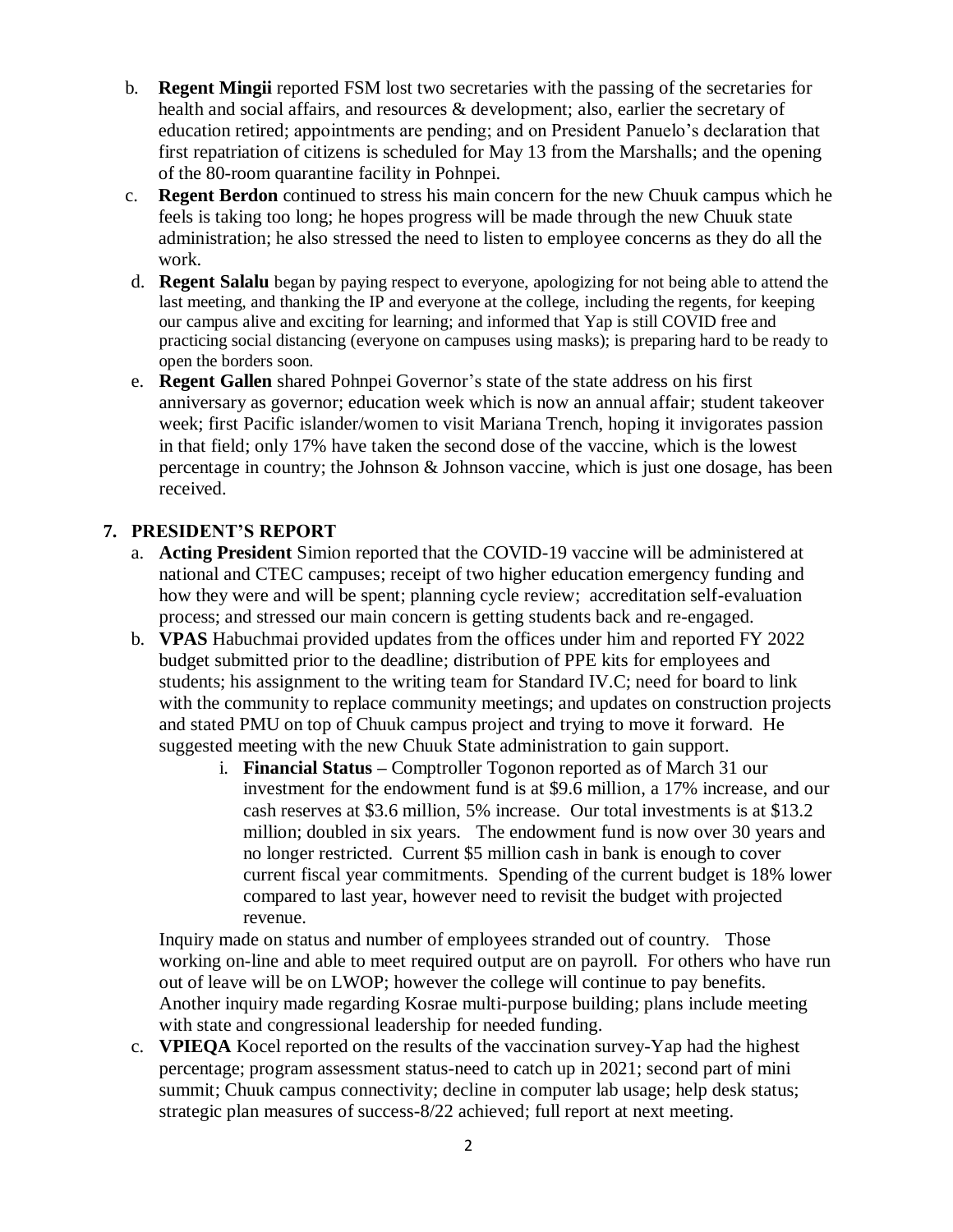b. **Regent Mingii** reported FSM lost two secretaries with the passing of the secretaries for health and social affairs, and resources & development; also, earlier the secretary of education retired; appointments are pending; and on President Panuelo's declaration that first repatriation of citizens is scheduled for May 13 from the Marshalls; and the opening of the 80-room quarantine facility in Pohnpei.

c. **Regent Berdon** continued to stress his main concern for the new Chuuk campus which he feels is taking too long; he hopes progress will be made through the new Chuuk state administration; he also stressed the need to listen to employee concerns as they do all the work.

d. **Regent Salalu** began by paying respect to everyone, apologizing for not being able to attend the last meeting, and thanking the IP and everyone at the college, including the regents, for keeping our campus alive and exciting for learning; and informed that Yap is still COVID free and practicing social distancing (everyone on campuses using masks); is preparing hard to be ready to open the borders soon.

e. **Regent Gallen** shared Pohnpei Governor's state of the state address on his first anniversary as governor; education week which is now an annual affair; student takeover week; first Pacific islander/women to visit Mariana Trench, hoping it invigorates passion in that field; only 17% have taken the second dose of the vaccine, which is the lowest percentage in country; the Johnson & Johnson vaccine, which is just one dosage, has been received.

## 7. PRESIDENT'S REPORT

a. **Acting President** Simion reported that the COVID-19 vaccine will be administered at national and CTEC campuses; receipt of two higher education emergency funding and how they were and will be spent; planning cycle review; accreditation self-evaluation process; and stressed our main concern is getting students back and re-engaged.

b. **VPAS** Habuchmai provided updates from the offices under him and reported FY 2022 budget submitted prior to the deadline; distribution of PPE kits for employees and students; his assignment to the writing team for Standard IV.C; need for board to link with the community to replace community meetings; and updates on construction projects and stated PMU on top of Chuuk campus project and trying to move it forward. He suggested meeting with the new Chuuk State administration to gain support.

   i. **Financial Status –** Comptroller Togonon reported as of March 31 our investment for the endowment fund is at $9.6 million, a 17% increase, and our cash reserves at $3.6 million, 5% increase. Our total investments is at $13.2 million; doubled in six years. The endowment fund is now over 30 years and no longer restricted. Current $5 million cash in bank is enough to cover current fiscal year commitments. Spending of the current budget is 18% lower compared to last year, however need to revisit the budget with projected revenue.

   Inquiry made on status and number of employees stranded out of country. Those working on-line and able to meet required output are on payroll. For others who have run out of leave will be on LWOP; however the college will continue to pay benefits. Another inquiry made regarding Kosrae multi-purpose building; plans include meeting with state and congressional leadership for needed funding.

c. **VPIEQA** Kocel reported on the results of the vaccination survey-Yap had the highest percentage; program assessment status-need to catch up in 2021; second part of mini summit; Chuuk campus connectivity; decline in computer lab usage; help desk status; strategic plan measures of success-8/22 achieved; full report at next meeting.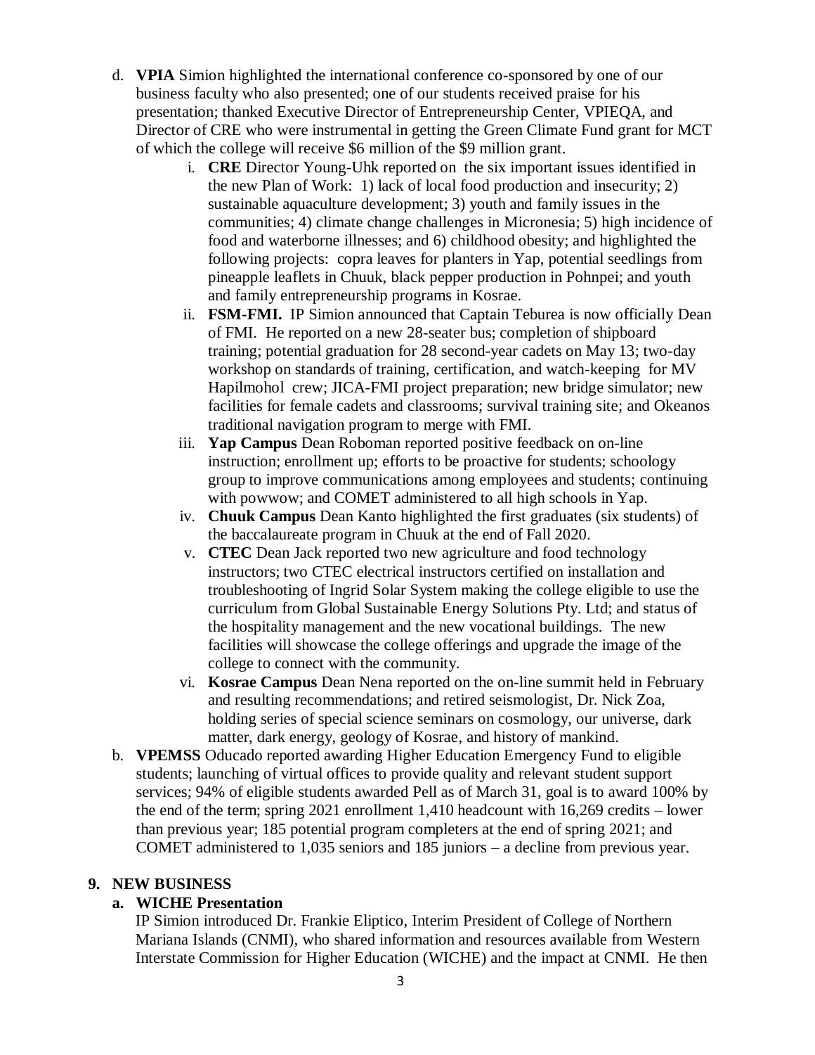d. **VPIA** Simion highlighted the international conference co-sponsored by one of our business faculty who also presented; one of our students received praise for his presentation; thanked Executive Director of Entrepreneurship Center, VPIEQA, and Director of CRE who were instrumental in getting the Green Climate Fund grant for MCT of which the college will receive $6 million of the $9 million grant.

   i. **CRE** Director Young-Uhk reported on the six important issues identified in the new Plan of Work: 1) lack of local food production and insecurity; 2) sustainable aquaculture development; 3) youth and family issues in the communities; 4) climate change challenges in Micronesia; 5) high incidence of food and waterborne illnesses; and 6) childhood obesity; and highlighted the following projects: copra leaves for planters in Yap, potential seedlings from pineapple leaflets in Chuuk, black pepper production in Pohnpei; and youth and family entrepreneurship programs in Kosrae.

   ii. **FSM-FMI.** IP Simion announced that Captain Teburea is now officially Dean of FMI. He reported on a new 28-seater bus; completion of shipboard training; potential graduation for 28 second-year cadets on May 13; two-day workshop on standards of training, certification, and watch-keeping for MV Hapilmohol crew; JICA-FMI project preparation; new bridge simulator; new facilities for female cadets and classrooms; survival training site; and Okeanos traditional navigation program to merge with FMI.

   iii. **Yap Campus** Dean Roboman reported positive feedback on on-line instruction; enrollment up; efforts to be proactive for students; schoology group to improve communications among employees and students; continuing with powwow; and COMET administered to all high schools in Yap.

   iv. **Chuuk Campus** Dean Kanto highlighted the first graduates (six students) of the baccalaureate program in Chuuk at the end of Fall 2020.

   v. **CTEC** Dean Jack reported two new agriculture and food technology instructors; two CTEC electrical instructors certified on installation and troubleshooting of Ingrid Solar System making the college eligible to use the curriculum from Global Sustainable Energy Solutions Pty. Ltd; and status of the hospitality management and the new vocational buildings. The new facilities will showcase the college offerings and upgrade the image of the college to connect with the community.

   vi. **Kosrae Campus** Dean Nena reported on the on-line summit held in February and resulting recommendations; and retired seismologist, Dr. Nick Zoa, holding series of special science seminars on cosmology, our universe, dark matter, dark energy, geology of Kosrae, and history of mankind.

b. **VPEMSS** Oducado reported awarding Higher Education Emergency Fund to eligible students; launching of virtual offices to provide quality and relevant student support services; 94% of eligible students awarded Pell as of March 31, goal is to award 100% by the end of the term; spring 2021 enrollment 1,410 headcount with 16,269 credits – lower than previous year; 185 potential program completers at the end of spring 2021; and COMET administered to 1,035 seniors and 185 juniors – a decline from previous year.

## 9. NEW BUSINESS

### a. WICHE Presentation

IP Simion introduced Dr. Frankie Eliptico, Interim President of College of Northern Mariana Islands (CNMI), who shared information and resources available from Western Interstate Commission for Higher Education (WICHE) and the impact at CNMI. He then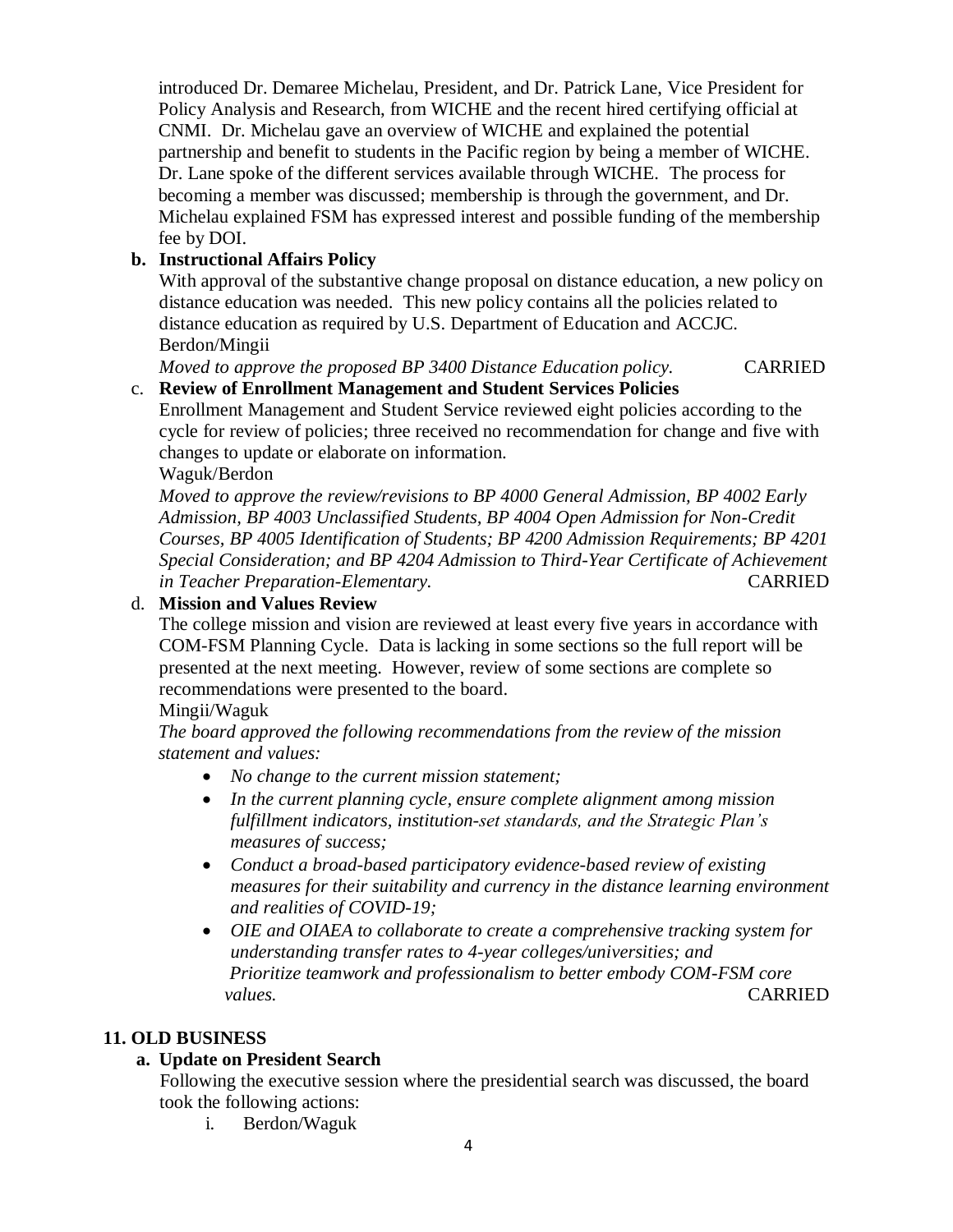introduced Dr. Demaree Michelau, President, and Dr. Patrick Lane, Vice President for Policy Analysis and Research, from WICHE and the recent hired certifying official at CNMI. Dr. Michelau gave an overview of WICHE and explained the potential partnership and benefit to students in the Pacific region by being a member of WICHE. Dr. Lane spoke of the different services available through WICHE. The process for becoming a member was discussed; membership is through the government, and Dr. Michelau explained FSM has expressed interest and possible funding of the membership fee by DOI.

**b. Instructional Affairs Policy**

With approval of the substantive change proposal on distance education, a new policy on distance education was needed. This new policy contains all the policies related to distance education as required by U.S. Department of Education and ACCJC.

Berdon/Mingii

*Moved to approve the proposed BP 3400 Distance Education policy.* CARRIED

c. **Review of Enrollment Management and Student Services Policies**

Enrollment Management and Student Service reviewed eight policies according to the cycle for review of policies; three received no recommendation for change and five with changes to update or elaborate on information.

Waguk/Berdon

*Moved to approve the review/revisions to BP 4000 General Admission, BP 4002 Early Admission, BP 4003 Unclassified Students, BP 4004 Open Admission for Non-Credit Courses, BP 4005 Identification of Students; BP 4200 Admission Requirements; BP 4201 Special Consideration; and BP 4204 Admission to Third-Year Certificate of Achievement in Teacher Preparation-Elementary.* CARRIED

d. **Mission and Values Review**

The college mission and vision are reviewed at least every five years in accordance with COM-FSM Planning Cycle. Data is lacking in some sections so the full report will be presented at the next meeting. However, review of some sections are complete so recommendations were presented to the board.

Mingii/Waguk

*The board approved the following recommendations from the review of the mission statement and values:*

- *No change to the current mission statement;*
- *In the current planning cycle, ensure complete alignment among mission fulfillment indicators, institution-set standards, and the Strategic Plan's measures of success;*
- *Conduct a broad-based participatory evidence-based review of existing measures for their suitability and currency in the distance learning environment and realities of COVID-19;*
- *OIE and OIAEA to collaborate to create a comprehensive tracking system for understanding transfer rates to 4-year colleges/universities; and Prioritize teamwork and professionalism to better embody COM-FSM core values.* CARRIED

## 11. OLD BUSINESS

**a. Update on President Search**

Following the executive session where the presidential search was discussed, the board took the following actions:

i. Berdon/Waguk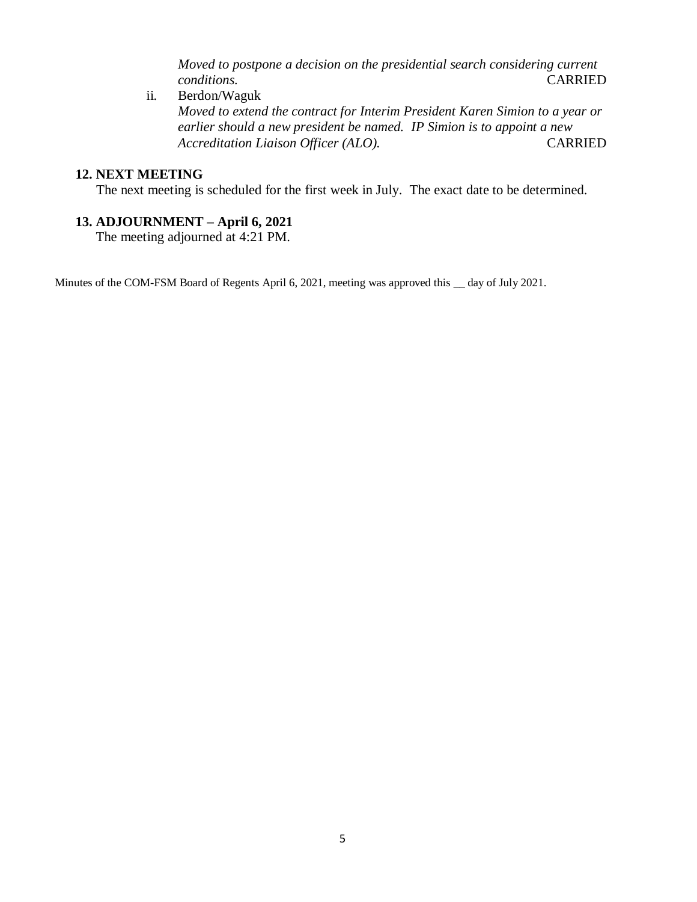*Moved to postpone a decision on the presidential search considering current conditions.* CARRIED

ii. Berdon/Waguk
*Moved to extend the contract for Interim President Karen Simion to a year or earlier should a new president be named. IP Simion is to appoint a new Accreditation Liaison Officer (ALO).* CARRIED

**12. NEXT MEETING**

The next meeting is scheduled for the first week in July. The exact date to be determined.

**13. ADJOURNMENT – April 6, 2021**

The meeting adjourned at 4:21 PM.

Minutes of the COM-FSM Board of Regents April 6, 2021, meeting was approved this __ day of July 2021.